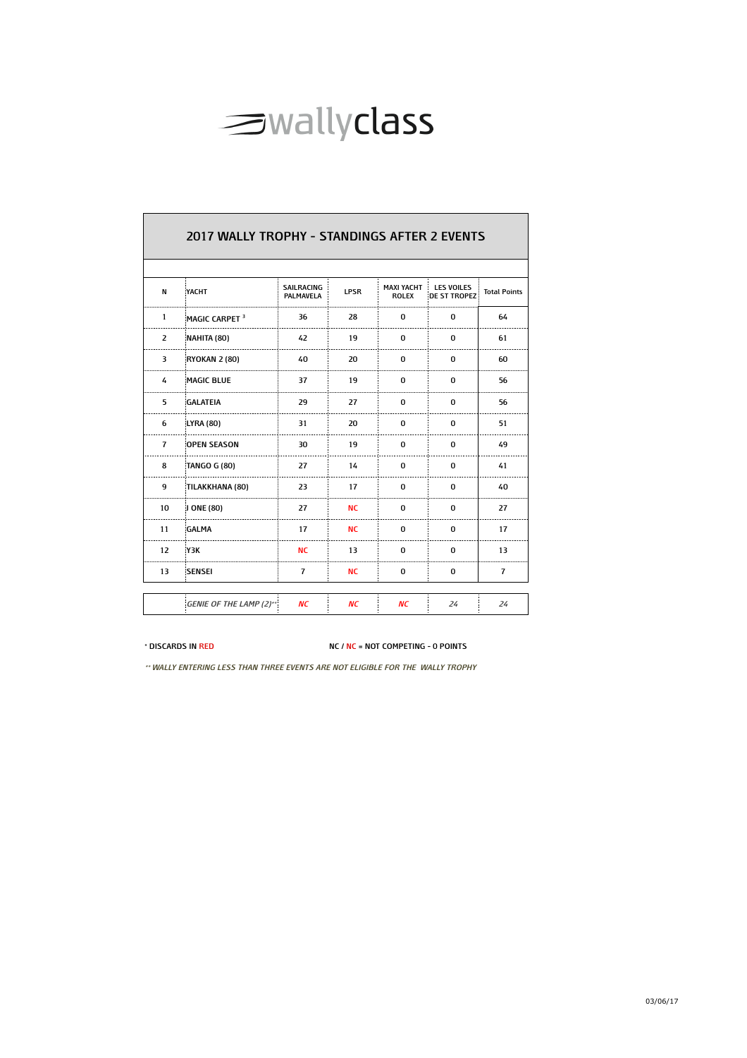wallyclass

# 2017 WALLY TROPHY - STANDINGS AFTER 2 EVENTS

| N | YACHT | SAILRACING PALMAVELA | LPSR | MAXI YACHT ROLEX | LES VOILES DE ST TROPEZ | Total Points |
|---|---|---|---|---|---|---|
| 1 | MAGIC CARPET [3] | 36 | 28 | 0 | 0 | 64 |
| 2 | NAHITA (80) | 42 | 19 | 0 | 0 | 61 |
| 3 | RYOKAN 2 (80) | 40 | 20 | 0 | 0 | 60 |
| 4 | MAGIC BLUE | 37 | 19 | 0 | 0 | 56 |
| 5 | GALATEIA | 29 | 27 | 0 | 0 | 56 |
| 6 | LYRA (80) | 31 | 20 | 0 | 0 | 51 |
| 7 | OPEN SEASON | 30 | 19 | 0 | 0 | 49 |
| 8 | TANGO G (80) | 27 | 14 | 0 | 0 | 41 |
| 9 | TILAKKHANA (80) | 23 | 17 | 0 | 0 | 40 |
| 10 | J ONE (80) | 27 | NC | 0 | 0 | 27 |
| 11 | GALMA | 17 | NC | 0 | 0 | 17 |
| 12 | Y3K | NC | 13 | 0 | 0 | 13 |
| 13 | SENSEI | 7 | NC | 0 | 0 | 7 |
| | *GENIE OF THE LAMP (2)*** | *NC* | *NC* | *NC* | *24* | *24* |

* DISCARDS IN RED

NC / NC = NOT COMPETING - 0 POINTS

*** WALLY ENTERING LESS THAN THREE EVENTS ARE NOT ELIGIBLE FOR THE WALLY TROPHY*

03/06/17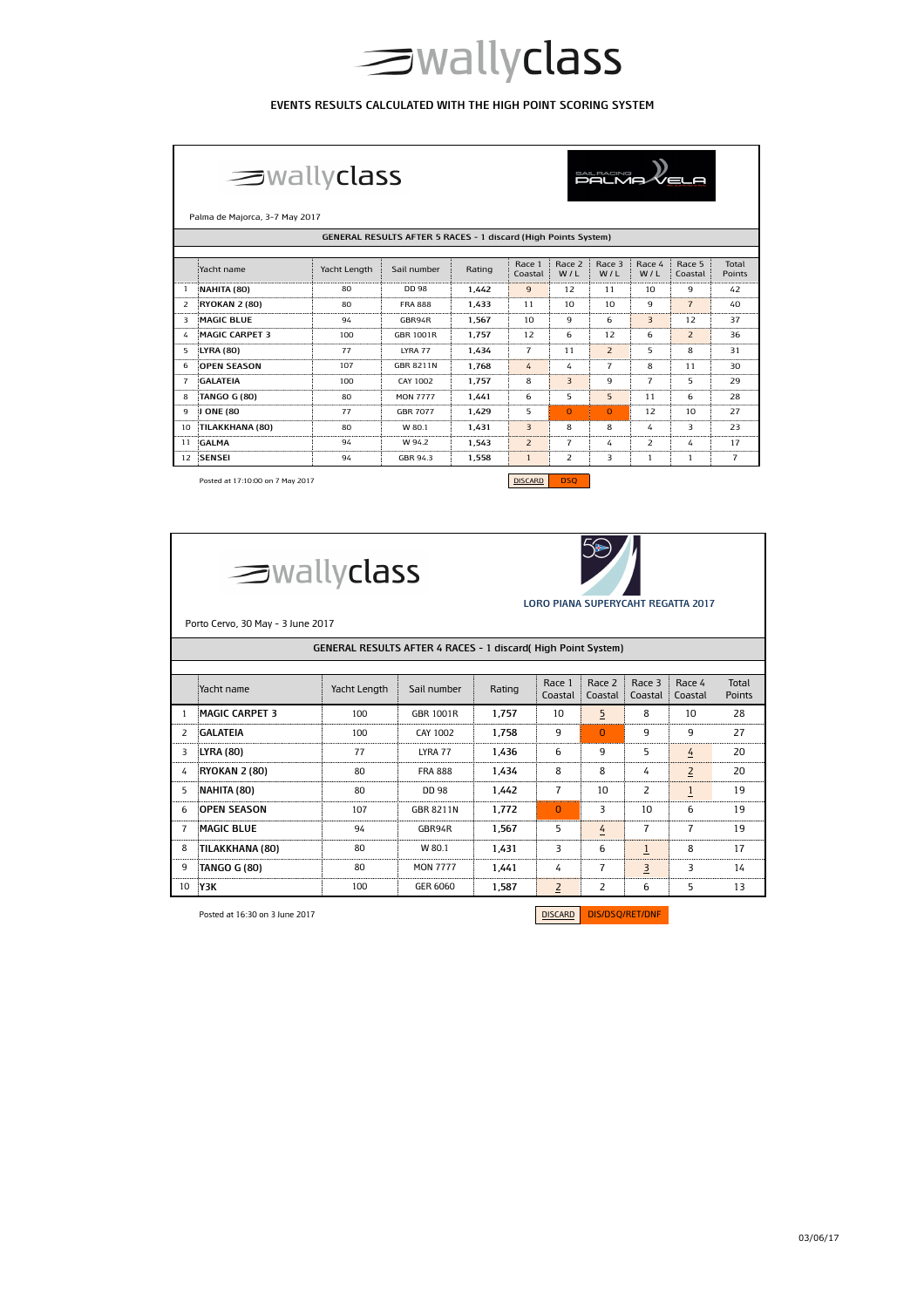# wallyclass

**EVENTS RESULTS CALCULATED WITH THE HIGH POINT SCORING SYSTEM**

wallyclass

SAIL RACING PALMAVELA

Palma de Majorca, 3-7 May 2017

**GENERAL RESULTS AFTER 5 RACES - 1 discard (High Points System)**

| | Yacht name | Yacht Length | Sail number | Rating | Race 1 Coastal | Race 2 W / L | Race 3 W / L | Race 4 W / L | Race 5 Coastal | Total Points |
|---|---|---|---|---|---|---|---|---|---|---|
| 1 | NAHITA (80) | 80 | DD 98 | 1,442 | 9 | 12 | 11 | 10 | 9 | 42 |
| 2 | RYOKAN 2 (80) | 80 | FRA 888 | 1,433 | 11 | 10 | 10 | 9 | 7 | 40 |
| 3 | MAGIC BLUE | 94 | GBR94R | 1,567 | 10 | 9 | 6 | 3 | 12 | 37 |
| 4 | MAGIC CARPET 3 | 100 | GBR 1001R | 1,757 | 12 | 6 | 12 | 6 | 2 | 36 |
| 5 | LYRA (80) | 77 | LYRA 77 | 1,434 | 7 | 11 | 2 | 5 | 8 | 31 |
| 6 | OPEN SEASON | 107 | GBR 8211N | 1,768 | 4 | 4 | 7 | 8 | 11 | 30 |
| 7 | GALATEIA | 100 | CAY 1002 | 1,757 | 8 | 3 | 9 | 7 | 5 | 29 |
| 8 | TANGO G (80) | 80 | MON 7777 | 1,441 | 6 | 5 | 5 | 11 | 6 | 28 |
| 9 | J ONE (80 | 77 | GBR 7077 | 1,429 | 5 | 0 | 0 | 12 | 10 | 27 |
| 10 | TILAKKHANA (80) | 80 | W 80.1 | 1,431 | 3 | 8 | 8 | 4 | 3 | 23 |
| 11 | GALMA | 94 | W 94.2 | 1,543 | 2 | 7 | 4 | 2 | 4 | 17 |
| 12 | SENSEI | 94 | GBR 94.3 | 1,558 | 1 | 2 | 3 | 1 | 1 | 7 |

Posted at 17:10:00 on 7 May 2017

DISCARD | DSQ

wallyclass

LORO PIANA SUPERYCAHT REGATTA 2017

Porto Cervo, 30 May - 3 June 2017

**GENERAL RESULTS AFTER 4 RACES - 1 discard( High Point System)**

| | Yacht name | Yacht Length | Sail number | Rating | Race 1 Coastal | Race 2 Coastal | Race 3 Coastal | Race 4 Coastal | Total Points |
|---|---|---|---|---|---|---|---|---|---|
| 1 | MAGIC CARPET 3 | 100 | GBR 1001R | 1,757 | 10 | 5 | 8 | 10 | 28 |
| 2 | GALATEIA | 100 | CAY 1002 | 1,758 | 9 | 0 | 9 | 9 | 27 |
| 3 | LYRA (80) | 77 | LYRA 77 | 1,436 | 6 | 9 | 5 | 4 | 20 |
| 4 | RYOKAN 2 (80) | 80 | FRA 888 | 1,434 | 8 | 8 | 4 | 2 | 20 |
| 5 | NAHITA (80) | 80 | DD 98 | 1,442 | 7 | 10 | 2 | 1 | 19 |
| 6 | OPEN SEASON | 107 | GBR 8211N | 1,772 | 0 | 3 | 10 | 6 | 19 |
| 7 | MAGIC BLUE | 94 | GBR94R | 1,567 | 5 | 4 | 7 | 7 | 19 |
| 8 | TILAKKHANA (80) | 80 | W 80.1 | 1,431 | 3 | 6 | 1 | 8 | 17 |
| 9 | TANGO G (80) | 80 | MON 7777 | 1,441 | 4 | 7 | 3 | 3 | 14 |
| 10 | Y3K | 100 | GER 6060 | 1,587 | 2 | 2 | 6 | 5 | 13 |

Posted at 16:30 on 3 June 2017

DISCARD | DIS/DSQ/RET/DNF

03/06/17